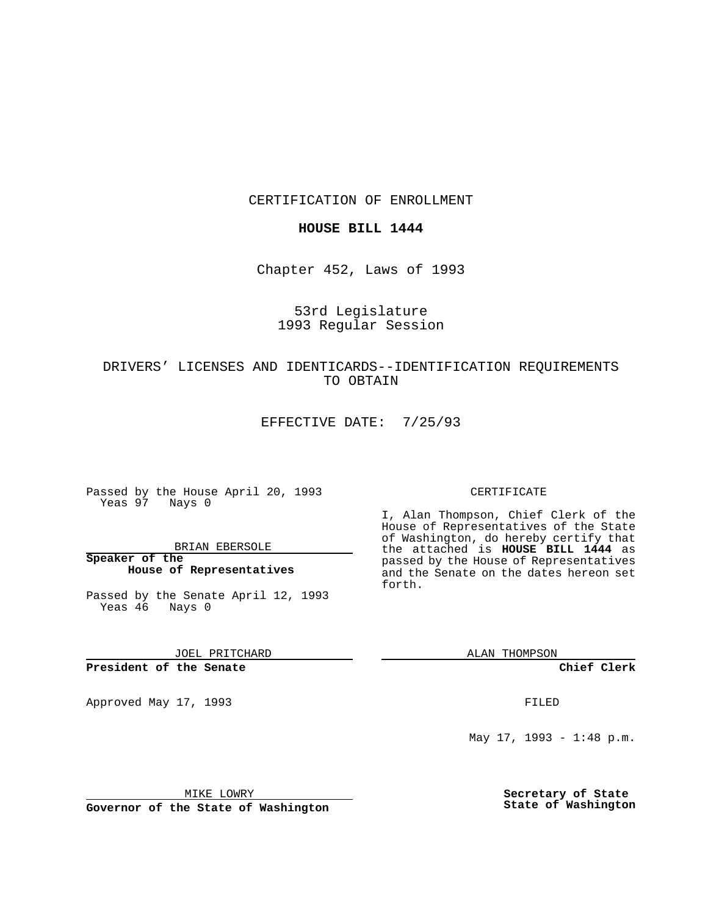CERTIFICATION OF ENROLLMENT

**HOUSE BILL 1444**

Chapter 452, Laws of 1993

53rd Legislature
1993 Regular Session

DRIVERS' LICENSES AND IDENTICARDS--IDENTIFICATION REQUIREMENTS TO OBTAIN

EFFECTIVE DATE: 7/25/93

Passed by the House April 20, 1993
Yeas 97 Nays 0

BRIAN EBERSOLE

**Speaker of the House of Representatives**

Passed by the Senate April 12, 1993
Yeas 46 Nays 0

JOEL PRITCHARD

**President of the Senate**

Approved May 17, 1993

MIKE LOWRY

**Governor of the State of Washington**

CERTIFICATE

I, Alan Thompson, Chief Clerk of the House of Representatives of the State of Washington, do hereby certify that the attached is **HOUSE BILL 1444** as passed by the House of Representatives and the Senate on the dates hereon set forth.

ALAN THOMPSON

**Chief Clerk**

FILED

May 17, 1993 - 1:48 p.m.

**Secretary of State State of Washington**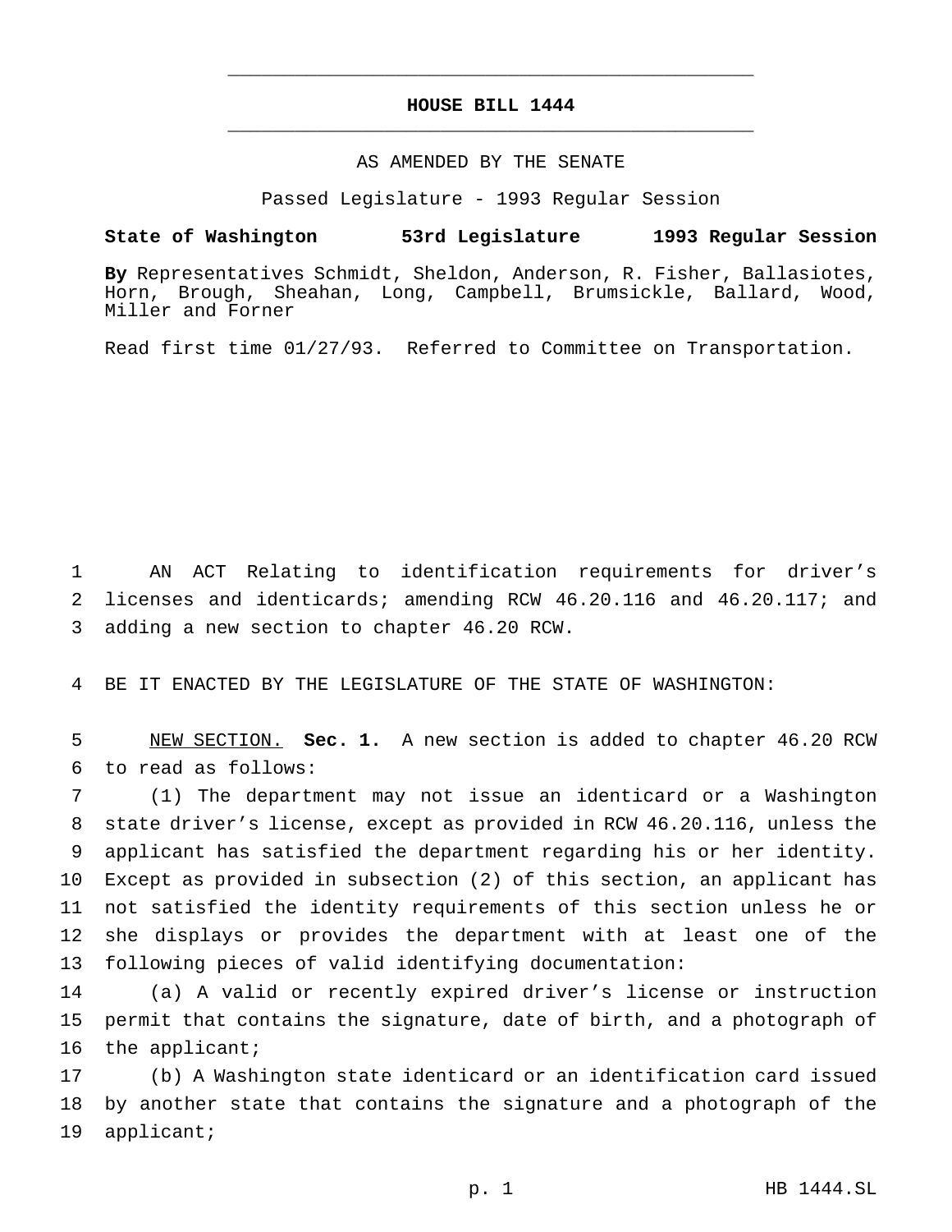# HOUSE BILL 1444

AS AMENDED BY THE SENATE

Passed Legislature - 1993 Regular Session

**State of Washington 53rd Legislature 1993 Regular Session**

**By** Representatives Schmidt, Sheldon, Anderson, R. Fisher, Ballasiotes, Horn, Brough, Sheahan, Long, Campbell, Brumsickle, Ballard, Wood, Miller and Forner

Read first time 01/27/93. Referred to Committee on Transportation.

AN ACT Relating to identification requirements for driver's licenses and identicards; amending RCW 46.20.116 and 46.20.117; and adding a new section to chapter 46.20 RCW.

BE IT ENACTED BY THE LEGISLATURE OF THE STATE OF WASHINGTON:

NEW SECTION. **Sec. 1.** A new section is added to chapter 46.20 RCW to read as follows:

(1) The department may not issue an identicard or a Washington state driver's license, except as provided in RCW 46.20.116, unless the applicant has satisfied the department regarding his or her identity. Except as provided in subsection (2) of this section, an applicant has not satisfied the identity requirements of this section unless he or she displays or provides the department with at least one of the following pieces of valid identifying documentation:

(a) A valid or recently expired driver's license or instruction permit that contains the signature, date of birth, and a photograph of the applicant;

(b) A Washington state identicard or an identification card issued by another state that contains the signature and a photograph of the applicant;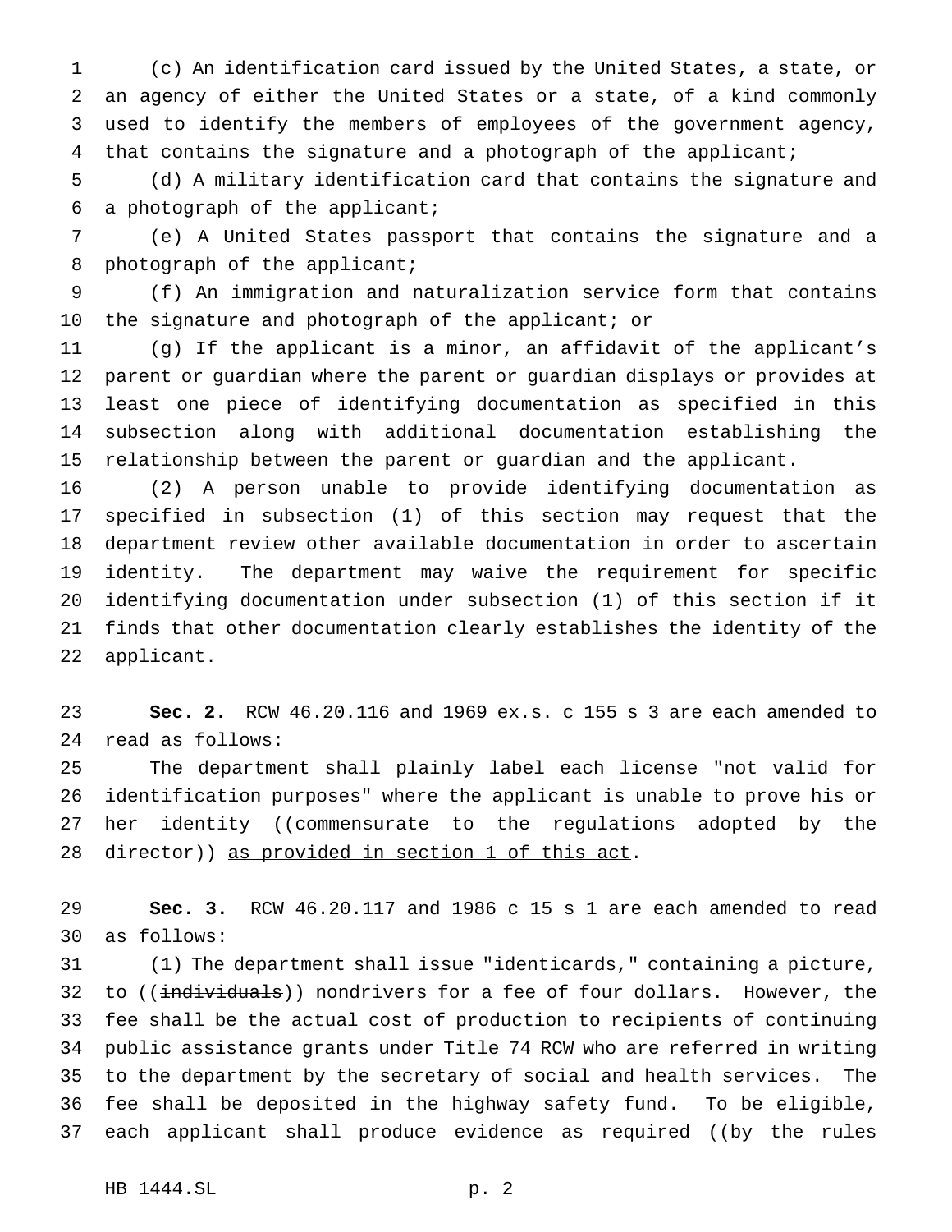(c) An identification card issued by the United States, a state, or an agency of either the United States or a state, of a kind commonly used to identify the members of employees of the government agency, that contains the signature and a photograph of the applicant;

(d) A military identification card that contains the signature and a photograph of the applicant;

(e) A United States passport that contains the signature and a photograph of the applicant;

(f) An immigration and naturalization service form that contains the signature and photograph of the applicant; or

(g) If the applicant is a minor, an affidavit of the applicant's parent or guardian where the parent or guardian displays or provides at least one piece of identifying documentation as specified in this subsection along with additional documentation establishing the relationship between the parent or guardian and the applicant.

(2) A person unable to provide identifying documentation as specified in subsection (1) of this section may request that the department review other available documentation in order to ascertain identity. The department may waive the requirement for specific identifying documentation under subsection (1) of this section if it finds that other documentation clearly establishes the identity of the applicant.

**Sec. 2.** RCW 46.20.116 and 1969 ex.s. c 155 s 3 are each amended to read as follows:

The department shall plainly label each license "not valid for identification purposes" where the applicant is unable to prove his or her identity ((~~commensurate to the regulations adopted by the director~~)) <u>as provided in section 1 of this act</u>.

**Sec. 3.** RCW 46.20.117 and 1986 c 15 s 1 are each amended to read as follows:

(1) The department shall issue "identicards," containing a picture, to ((~~individuals~~)) <u>nondrivers</u> for a fee of four dollars. However, the fee shall be the actual cost of production to recipients of continuing public assistance grants under Title 74 RCW who are referred in writing to the department by the secretary of social and health services. The fee shall be deposited in the highway safety fund. To be eligible, each applicant shall produce evidence as required ((~~by the rules~~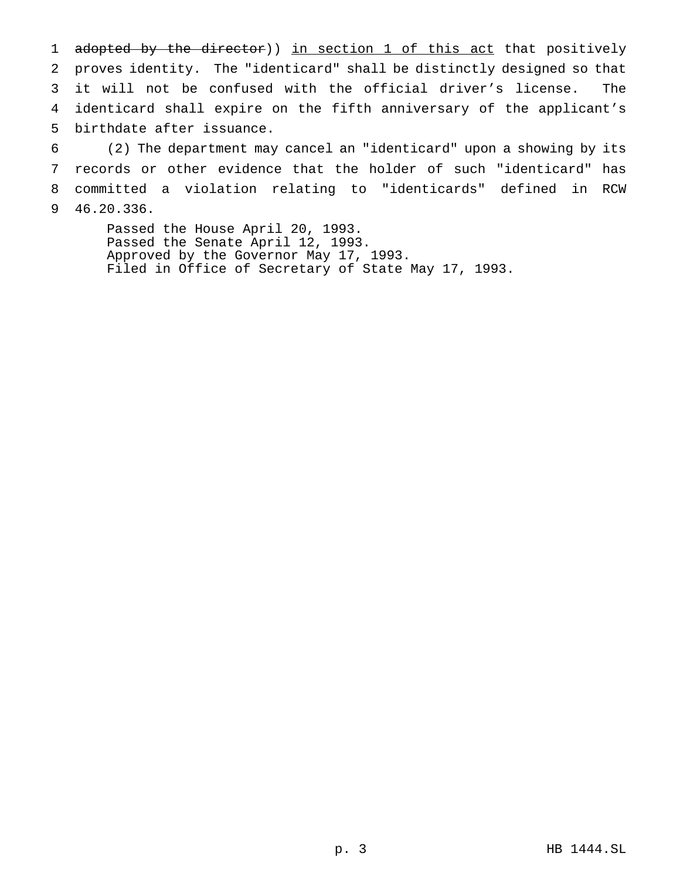~~adopted by the director~~)) <u>in section 1 of this act</u> that positively proves identity. The "identicard" shall be distinctly designed so that it will not be confused with the official driver's license. The identicard shall expire on the fifth anniversary of the applicant's birthdate after issuance.

(2) The department may cancel an "identicard" upon a showing by its records or other evidence that the holder of such "identicard" has committed a violation relating to "identicards" defined in RCW 46.20.336.

Passed the House April 20, 1993.
Passed the Senate April 12, 1993.
Approved by the Governor May 17, 1993.
Filed in Office of Secretary of State May 17, 1993.